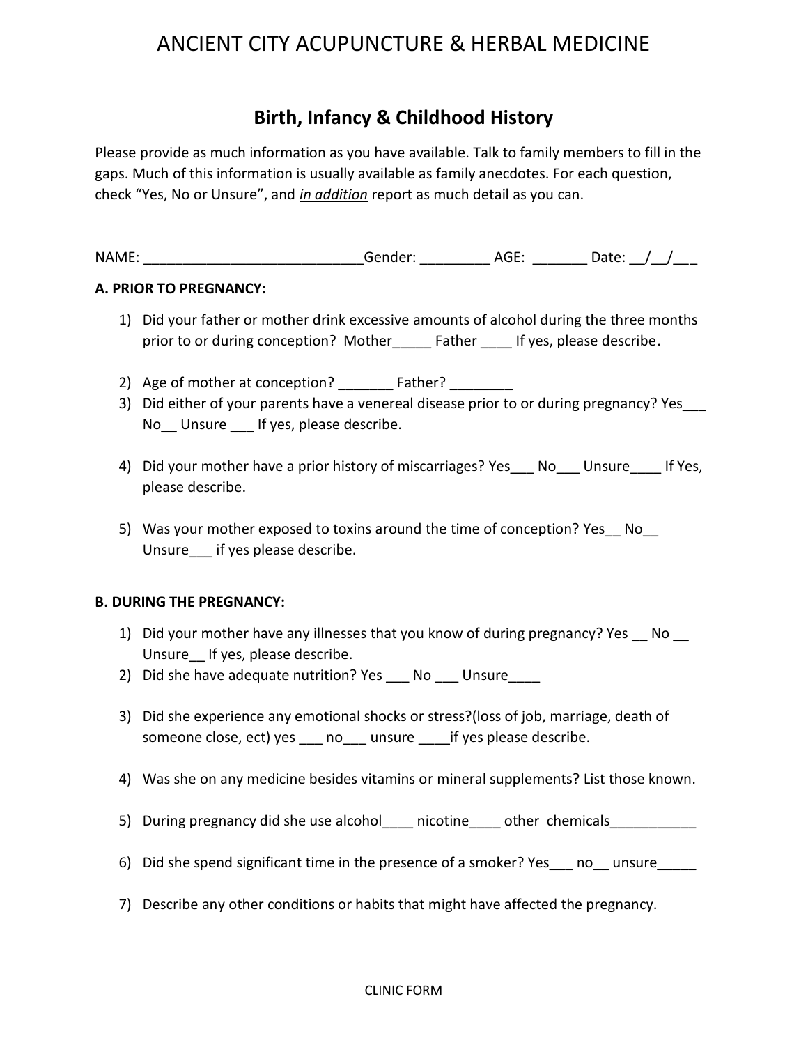# ANCIENT CITY ACUPUNCTURE & HERBAL MEDICINE

## Birth, Infancy & Childhood History

Please provide as much information as you have available. Talk to family members to fill in the gaps. Much of this information is usually available as family anecdotes. For each question, check "Yes, No or Unsure", and *in addition* report as much detail as you can.

NAME: ____________________________Gender: _________ AGE: _______ Date: __/__/___

**A. PRIOR TO PREGNANCY:**

1) Did your father or mother drink excessive amounts of alcohol during the three months prior to or during conception? Mother_____ Father ____ If yes, please describe.

2) Age of mother at conception? _______ Father? ________
3) Did either of your parents have a venereal disease prior to or during pregnancy? Yes___ No__ Unsure ___ If yes, please describe.

4) Did your mother have a prior history of miscarriages? Yes___ No___ Unsure____ If Yes, please describe.

5) Was your mother exposed to toxins around the time of conception? Yes__ No__ Unsure___ if yes please describe.

**B. DURING THE PREGNANCY:**

1) Did your mother have any illnesses that you know of during pregnancy? Yes __ No __ Unsure__ If yes, please describe.
2) Did she have adequate nutrition? Yes ___ No ___ Unsure____

3) Did she experience any emotional shocks or stress?(loss of job, marriage, death of someone close, ect) yes ___ no___ unsure ____if yes please describe.

4) Was she on any medicine besides vitamins or mineral supplements? List those known.

5) During pregnancy did she use alcohol____ nicotine____ other chemicals___________

6) Did she spend significant time in the presence of a smoker? Yes___ no__ unsure_____

7) Describe any other conditions or habits that might have affected the pregnancy.

CLINIC FORM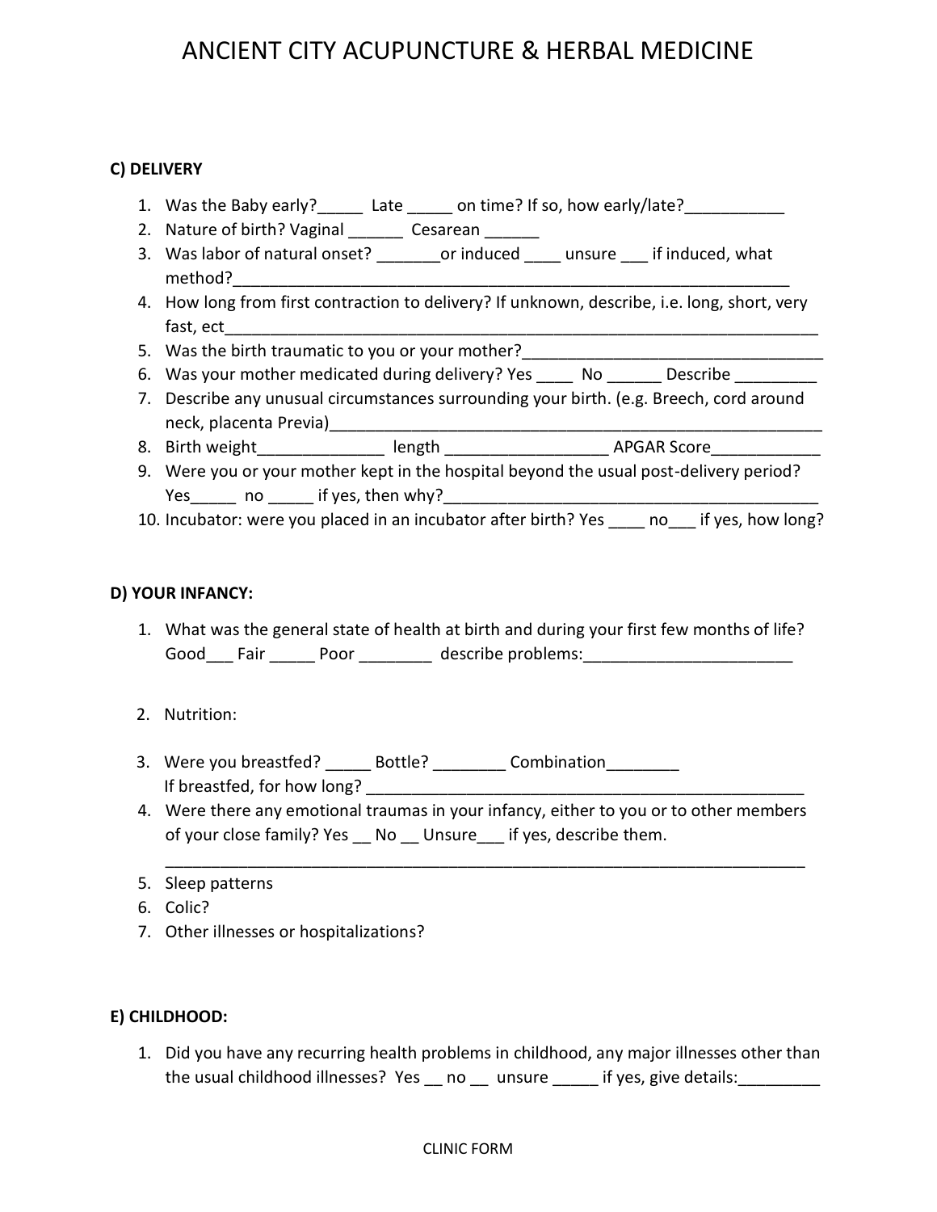# ANCIENT CITY ACUPUNCTURE & HERBAL MEDICINE

**C) DELIVERY**

1. Was the Baby early?_____ Late _____ on time? If so, how early/late?___________
2. Nature of birth? Vaginal ______ Cesarean ______
3. Was labor of natural onset? _______or induced ____ unsure ___ if induced, what method?_______________________________________________________________
4. How long from first contraction to delivery? If unknown, describe, i.e. long, short, very fast, ect_________________________________________________________________
5. Was the birth traumatic to you or your mother?_________________________________
6. Was your mother medicated during delivery? Yes ____ No ______ Describe _________
7. Describe any unusual circumstances surrounding your birth. (e.g. Breech, cord around neck, placenta Previa)_________________________________________________________
8. Birth weight______________ length _________________ APGAR Score____________
9. Were you or your mother kept in the hospital beyond the usual post-delivery period? Yes_____ no _____ if yes, then why?__________________________________________
10. Incubator: were you placed in an incubator after birth? Yes ____ no___ if yes, how long?

**D) YOUR INFANCY:**

1. What was the general state of health at birth and during your first few months of life? Good___ Fair _____ Poor ________ describe problems:_______________________
2. Nutrition:
3. Were you breastfed? _____ Bottle? ________ Combination________
   If breastfed, for how long? __________________________________________________
4. Were there any emotional traumas in your infancy, either to you or to other members of your close family? Yes __ No __ Unsure___ if yes, describe them.
   _________________________________________________________________________
5. Sleep patterns
6. Colic?
7. Other illnesses or hospitalizations?

**E) CHILDHOOD:**

1. Did you have any recurring health problems in childhood, any major illnesses other than the usual childhood illnesses? Yes __ no __ unsure _____ if yes, give details:_________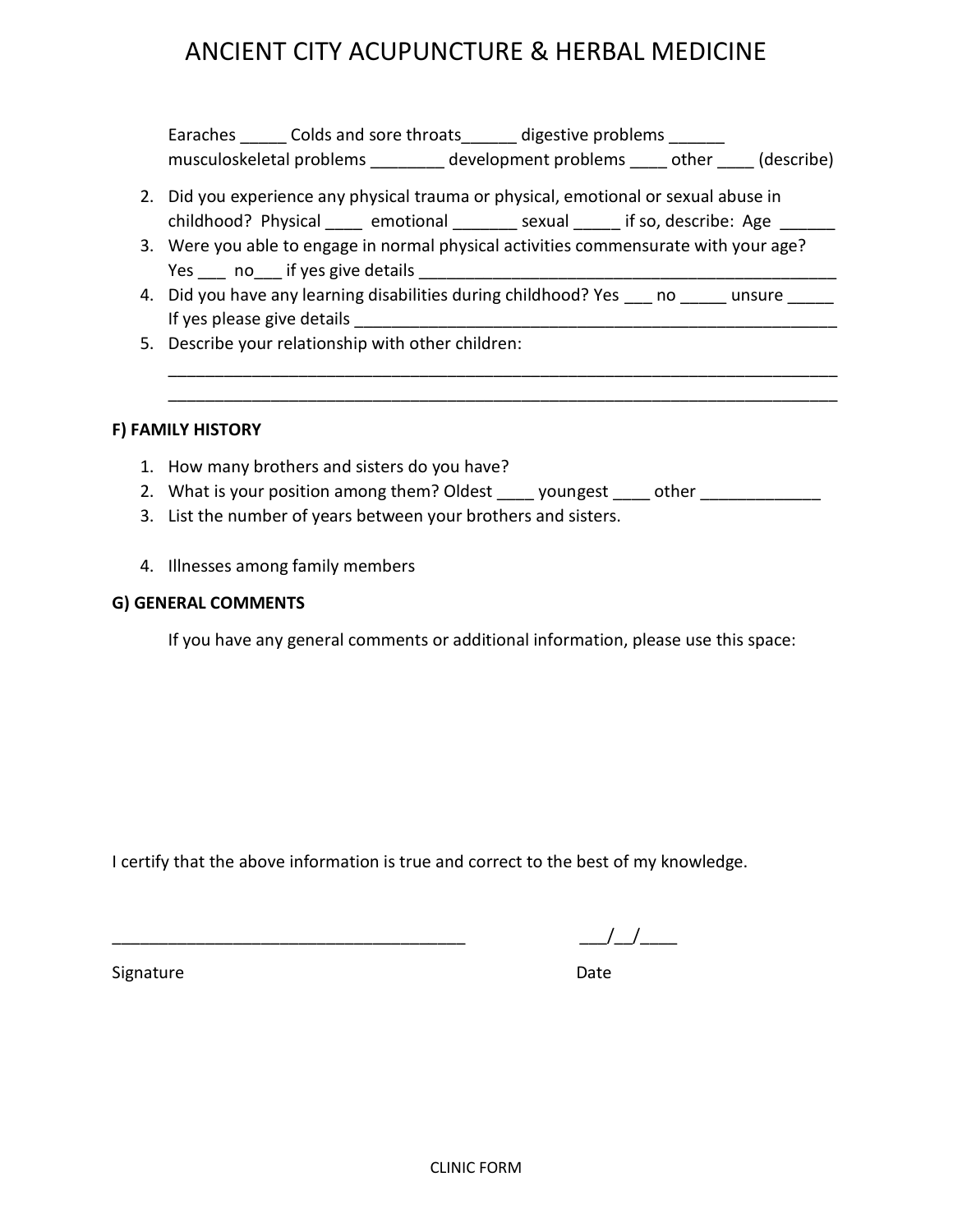Earaches _____ Colds and sore throats______ digestive problems ______
musculoskeletal problems ________ development problems ____ other ____ (describe)

2. Did you experience any physical trauma or physical, emotional or sexual abuse in childhood? Physical ____ emotional _______ sexual _____ if so, describe: Age ______
3. Were you able to engage in normal physical activities commensurate with your age? Yes ___ no___ if yes give details _______________________________________________
4. Did you have any learning disabilities during childhood? Yes ___ no _____ unsure _____ If yes please give details _______________________________________________________
5. Describe your relationship with other children:
   ___________________________________________________________________________
   ___________________________________________________________________________

**F) FAMILY HISTORY**

1. How many brothers and sisters do you have?
2. What is your position among them? Oldest ____ youngest ____ other _____________
3. List the number of years between your brothers and sisters.

4. Illnesses among family members

**G) GENERAL COMMENTS**

If you have any general comments or additional information, please use this space:

I certify that the above information is true and correct to the best of my knowledge.

______________________________________ ___/__/____

Signature Date

CLINIC FORM